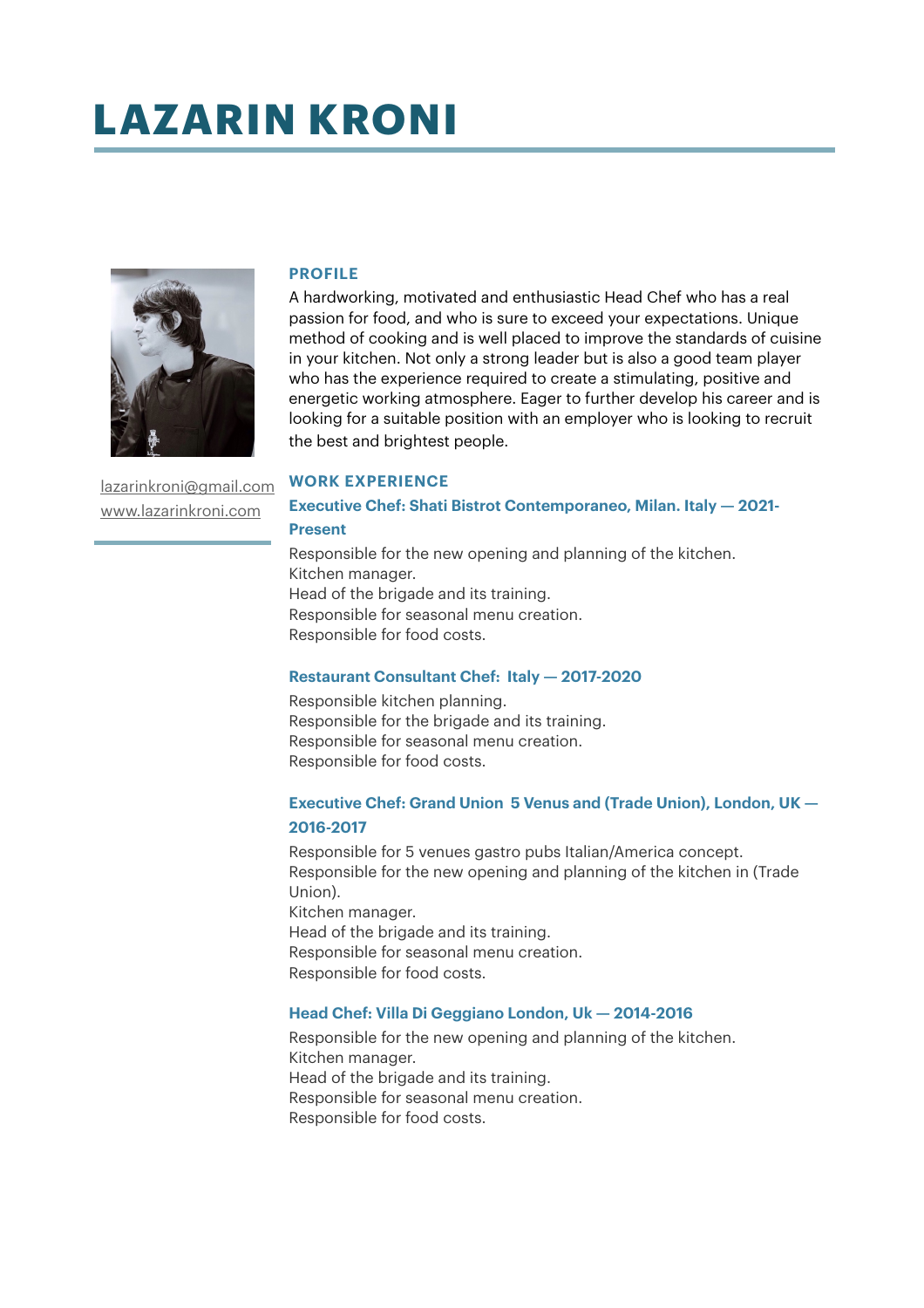# LAZARIN KRONI

lazarinkroni@gmail.com
www.lazarinkroni.com

## PROFILE

A hardworking, motivated and enthusiastic Head Chef who has a real passion for food, and who is sure to exceed your expectations. Unique method of cooking and is well placed to improve the standards of cuisine in your kitchen. Not only a strong leader but is also a good team player who has the experience required to create a stimulating, positive and energetic working atmosphere. Eager to further develop his career and is looking for a suitable position with an employer who is looking to recruit the best and brightest people.

## WORK EXPERIENCE

### Executive Chef: Shati Bistrot Contemporaneo, Milan. Italy — 2021-Present

Responsible for the new opening and planning of the kitchen.
Kitchen manager.
Head of the brigade and its training.
Responsible for seasonal menu creation.
Responsible for food costs.

### Restaurant Consultant Chef: Italy — 2017-2020

Responsible kitchen planning.
Responsible for the brigade and its training.
Responsible for seasonal menu creation.
Responsible for food costs.

### Executive Chef: Grand Union 5 Venus and (Trade Union), London, UK — 2016-2017

Responsible for 5 venues gastro pubs Italian/America concept.
Responsible for the new opening and planning of the kitchen in (Trade Union).
Kitchen manager.
Head of the brigade and its training.
Responsible for seasonal menu creation.
Responsible for food costs.

### Head Chef: Villa Di Geggiano London, Uk — 2014-2016

Responsible for the new opening and planning of the kitchen.
Kitchen manager.
Head of the brigade and its training.
Responsible for seasonal menu creation.
Responsible for food costs.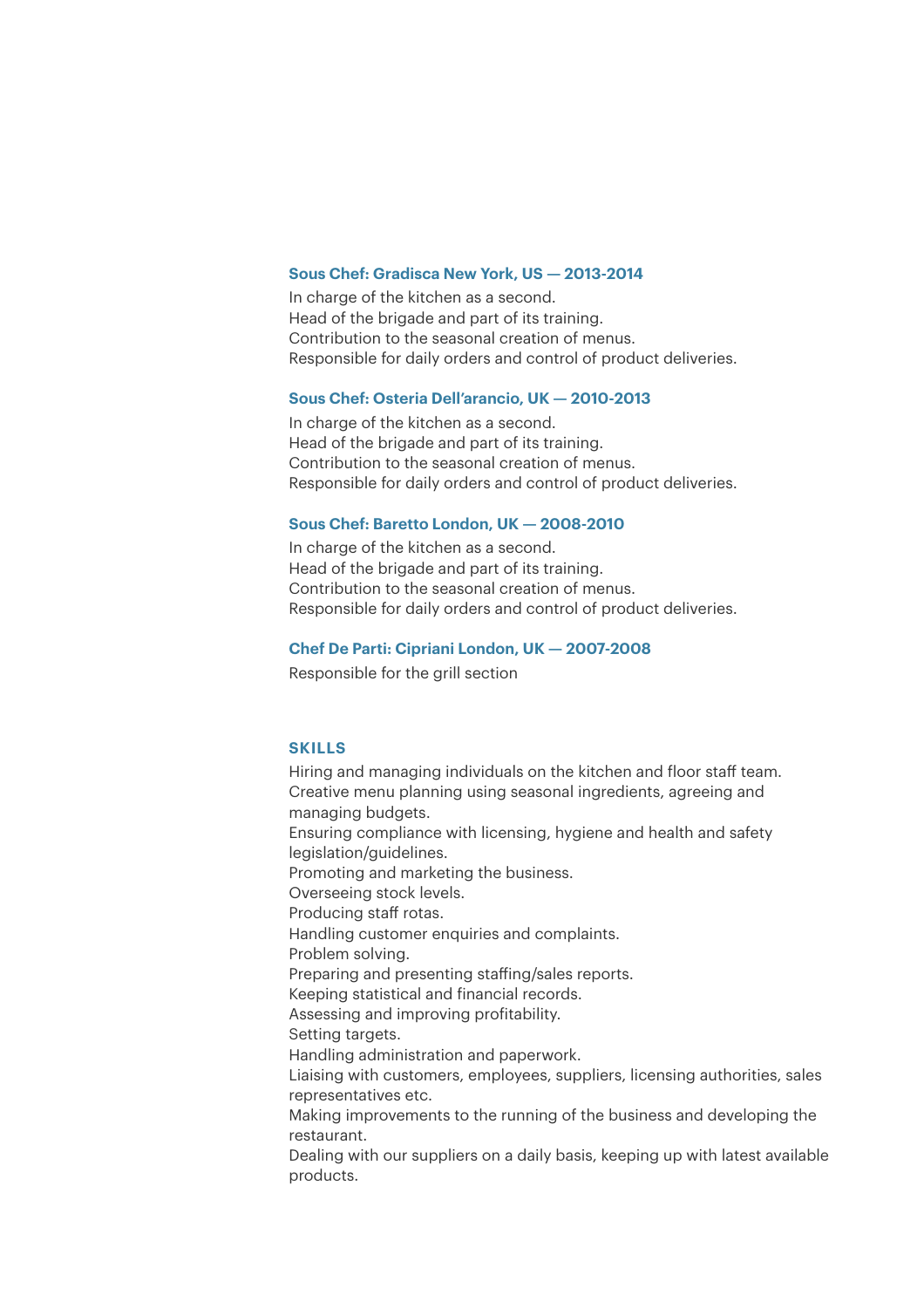### Sous Chef: Gradisca New York, US — 2013-2014

In charge of the kitchen as a second.
Head of the brigade and part of its training.
Contribution to the seasonal creation of menus.
Responsible for daily orders and control of product deliveries.

### Sous Chef: Osteria Dell'arancio, UK — 2010-2013

In charge of the kitchen as a second.
Head of the brigade and part of its training.
Contribution to the seasonal creation of menus.
Responsible for daily orders and control of product deliveries.

### Sous Chef: Baretto London, UK — 2008-2010

In charge of the kitchen as a second.
Head of the brigade and part of its training.
Contribution to the seasonal creation of menus.
Responsible for daily orders and control of product deliveries.

### Chef De Parti: Cipriani London, UK — 2007-2008

Responsible for the grill section

## SKILLS

Hiring and managing individuals on the kitchen and floor staff team.
Creative menu planning using seasonal ingredients, agreeing and managing budgets.
Ensuring compliance with licensing, hygiene and health and safety legislation/guidelines.
Promoting and marketing the business.
Overseeing stock levels.
Producing staff rotas.
Handling customer enquiries and complaints.
Problem solving.
Preparing and presenting staffing/sales reports.
Keeping statistical and financial records.
Assessing and improving profitability.
Setting targets.
Handling administration and paperwork.
Liaising with customers, employees, suppliers, licensing authorities, sales representatives etc.
Making improvements to the running of the business and developing the restaurant.
Dealing with our suppliers on a daily basis, keeping up with latest available products.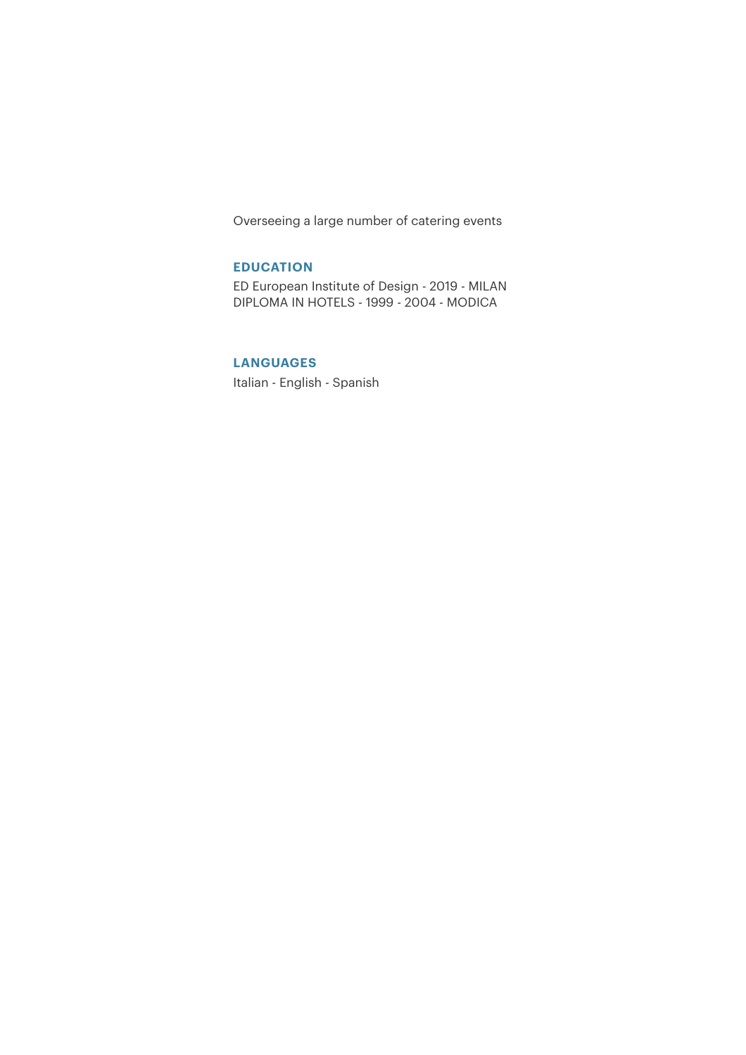Overseeing a large number of catering events

## EDUCATION

ED European Institute of Design - 2019 - MILAN
DIPLOMA IN HOTELS - 1999 - 2004 - MODICA

## LANGUAGES

Italian - English - Spanish